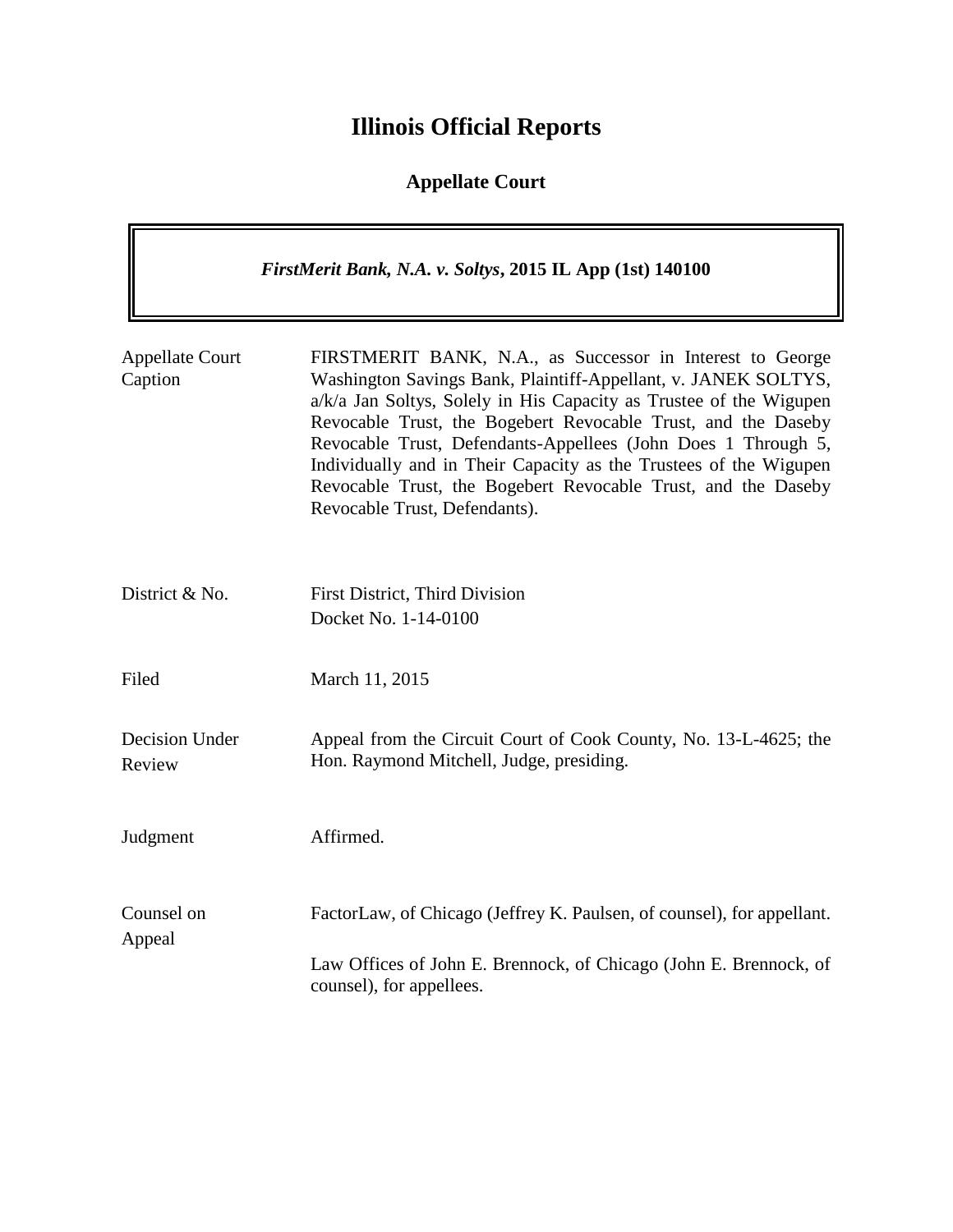# Illinois Official Reports

## Appellate Court

| *FirstMerit Bank, N.A. v. Soltys*, **2015 IL App (1st) 140100** |
|---|

| | |
|---|---|
| Appellate Court Caption | FIRSTMERIT BANK, N.A., as Successor in Interest to George Washington Savings Bank, Plaintiff-Appellant, v. JANEK SOLTYS, a/k/a Jan Soltys, Solely in His Capacity as Trustee of the Wigupen Revocable Trust, the Bogebert Revocable Trust, and the Daseby Revocable Trust, Defendants-Appellees (John Does 1 Through 5, Individually and in Their Capacity as the Trustees of the Wigupen Revocable Trust, the Bogebert Revocable Trust, and the Daseby Revocable Trust, Defendants). |
| District & No. | First District, Third Division<br>Docket No. 1-14-0100 |
| Filed | March 11, 2015 |
| Decision Under Review | Appeal from the Circuit Court of Cook County, No. 13-L-4625; the Hon. Raymond Mitchell, Judge, presiding. |
| Judgment | Affirmed. |
| Counsel on Appeal | FactorLaw, of Chicago (Jeffrey K. Paulsen, of counsel), for appellant.<br><br>Law Offices of John E. Brennock, of Chicago (John E. Brennock, of counsel), for appellees. |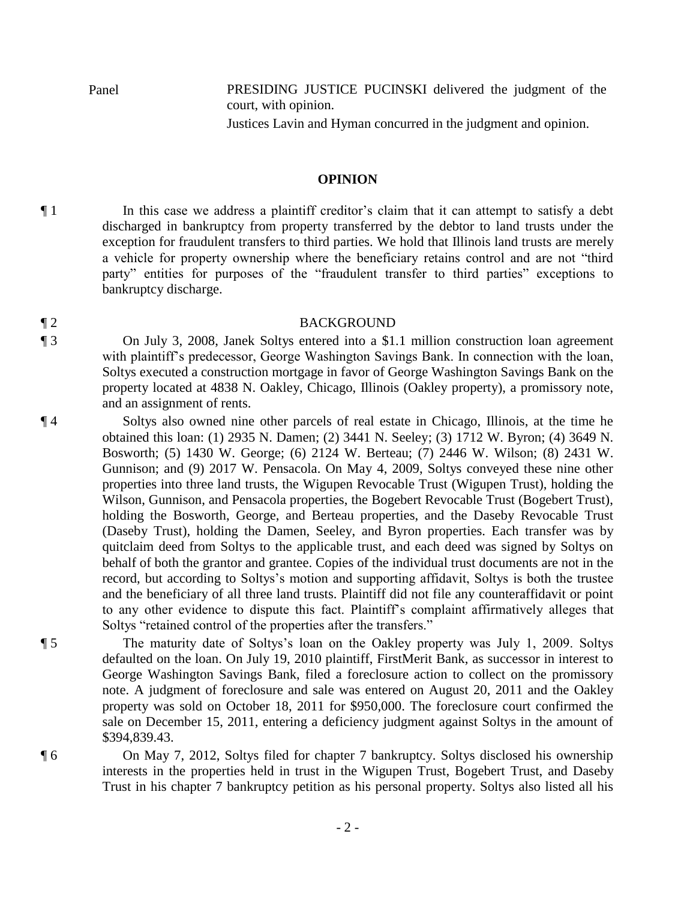Panel PRESIDING JUSTICE PUCINSKI delivered the judgment of the court, with opinion.
Justices Lavin and Hyman concurred in the judgment and opinion.

## OPINION

¶ 1 In this case we address a plaintiff creditor's claim that it can attempt to satisfy a debt discharged in bankruptcy from property transferred by the debtor to land trusts under the exception for fraudulent transfers to third parties. We hold that Illinois land trusts are merely a vehicle for property ownership where the beneficiary retains control and are not "third party" entities for purposes of the "fraudulent transfer to third parties" exceptions to bankruptcy discharge.

¶ 2 BACKGROUND

¶ 3 On July 3, 2008, Janek Soltys entered into a $1.1 million construction loan agreement with plaintiff's predecessor, George Washington Savings Bank. In connection with the loan, Soltys executed a construction mortgage in favor of George Washington Savings Bank on the property located at 4838 N. Oakley, Chicago, Illinois (Oakley property), a promissory note, and an assignment of rents.

¶ 4 Soltys also owned nine other parcels of real estate in Chicago, Illinois, at the time he obtained this loan: (1) 2935 N. Damen; (2) 3441 N. Seeley; (3) 1712 W. Byron; (4) 3649 N. Bosworth; (5) 1430 W. George; (6) 2124 W. Berteau; (7) 2446 W. Wilson; (8) 2431 W. Gunnison; and (9) 2017 W. Pensacola. On May 4, 2009, Soltys conveyed these nine other properties into three land trusts, the Wigupen Revocable Trust (Wigupen Trust), holding the Wilson, Gunnison, and Pensacola properties, the Bogebert Revocable Trust (Bogebert Trust), holding the Bosworth, George, and Berteau properties, and the Daseby Revocable Trust (Daseby Trust), holding the Damen, Seeley, and Byron properties. Each transfer was by quitclaim deed from Soltys to the applicable trust, and each deed was signed by Soltys on behalf of both the grantor and grantee. Copies of the individual trust documents are not in the record, but according to Soltys's motion and supporting affidavit, Soltys is both the trustee and the beneficiary of all three land trusts. Plaintiff did not file any counteraffidavit or point to any other evidence to dispute this fact. Plaintiff's complaint affirmatively alleges that Soltys "retained control of the properties after the transfers."

¶ 5 The maturity date of Soltys's loan on the Oakley property was July 1, 2009. Soltys defaulted on the loan. On July 19, 2010 plaintiff, FirstMerit Bank, as successor in interest to George Washington Savings Bank, filed a foreclosure action to collect on the promissory note. A judgment of foreclosure and sale was entered on August 20, 2011 and the Oakley property was sold on October 18, 2011 for $950,000. The foreclosure court confirmed the sale on December 15, 2011, entering a deficiency judgment against Soltys in the amount of $394,839.43.

¶ 6 On May 7, 2012, Soltys filed for chapter 7 bankruptcy. Soltys disclosed his ownership interests in the properties held in trust in the Wigupen Trust, Bogebert Trust, and Daseby Trust in his chapter 7 bankruptcy petition as his personal property. Soltys also listed all his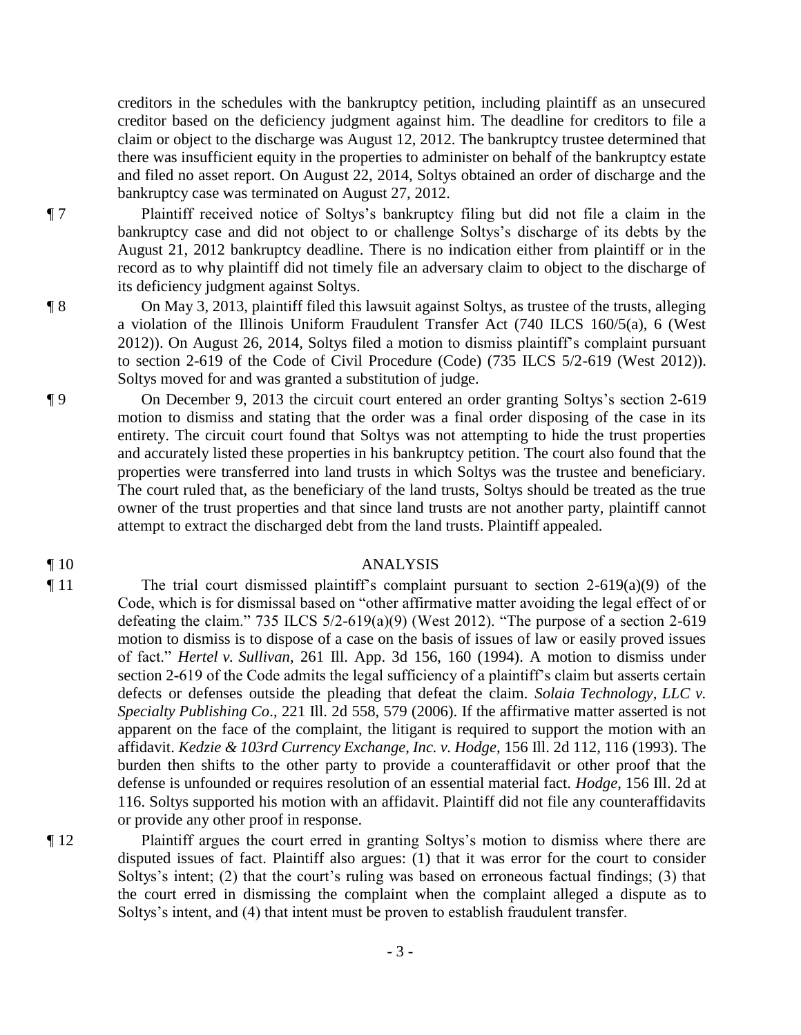creditors in the schedules with the bankruptcy petition, including plaintiff as an unsecured creditor based on the deficiency judgment against him. The deadline for creditors to file a claim or object to the discharge was August 12, 2012. The bankruptcy trustee determined that there was insufficient equity in the properties to administer on behalf of the bankruptcy estate and filed no asset report. On August 22, 2014, Soltys obtained an order of discharge and the bankruptcy case was terminated on August 27, 2012.

¶ 7 Plaintiff received notice of Soltys's bankruptcy filing but did not file a claim in the bankruptcy case and did not object to or challenge Soltys's discharge of its debts by the August 21, 2012 bankruptcy deadline. There is no indication either from plaintiff or in the record as to why plaintiff did not timely file an adversary claim to object to the discharge of its deficiency judgment against Soltys.

¶ 8 On May 3, 2013, plaintiff filed this lawsuit against Soltys, as trustee of the trusts, alleging a violation of the Illinois Uniform Fraudulent Transfer Act (740 ILCS 160/5(a), 6 (West 2012)). On August 26, 2014, Soltys filed a motion to dismiss plaintiff's complaint pursuant to section 2-619 of the Code of Civil Procedure (Code) (735 ILCS 5/2-619 (West 2012)). Soltys moved for and was granted a substitution of judge.

¶ 9 On December 9, 2013 the circuit court entered an order granting Soltys's section 2-619 motion to dismiss and stating that the order was a final order disposing of the case in its entirety. The circuit court found that Soltys was not attempting to hide the trust properties and accurately listed these properties in his bankruptcy petition. The court also found that the properties were transferred into land trusts in which Soltys was the trustee and beneficiary. The court ruled that, as the beneficiary of the land trusts, Soltys should be treated as the true owner of the trust properties and that since land trusts are not another party, plaintiff cannot attempt to extract the discharged debt from the land trusts. Plaintiff appealed.

¶ 10 ANALYSIS

¶ 11 The trial court dismissed plaintiff's complaint pursuant to section 2-619(a)(9) of the Code, which is for dismissal based on "other affirmative matter avoiding the legal effect of or defeating the claim." 735 ILCS 5/2-619(a)(9) (West 2012). "The purpose of a section 2-619 motion to dismiss is to dispose of a case on the basis of issues of law or easily proved issues of fact." *Hertel v. Sullivan*, 261 Ill. App. 3d 156, 160 (1994). A motion to dismiss under section 2-619 of the Code admits the legal sufficiency of a plaintiff's claim but asserts certain defects or defenses outside the pleading that defeat the claim. *Solaia Technology, LLC v. Specialty Publishing Co*., 221 Ill. 2d 558, 579 (2006). If the affirmative matter asserted is not apparent on the face of the complaint, the litigant is required to support the motion with an affidavit. *Kedzie & 103rd Currency Exchange, Inc. v. Hodge*, 156 Ill. 2d 112, 116 (1993). The burden then shifts to the other party to provide a counteraffidavit or other proof that the defense is unfounded or requires resolution of an essential material fact. *Hodge*, 156 Ill. 2d at 116. Soltys supported his motion with an affidavit. Plaintiff did not file any counteraffidavits or provide any other proof in response.

¶ 12 Plaintiff argues the court erred in granting Soltys's motion to dismiss where there are disputed issues of fact. Plaintiff also argues: (1) that it was error for the court to consider Soltys's intent; (2) that the court's ruling was based on erroneous factual findings; (3) that the court erred in dismissing the complaint when the complaint alleged a dispute as to Soltys's intent, and (4) that intent must be proven to establish fraudulent transfer.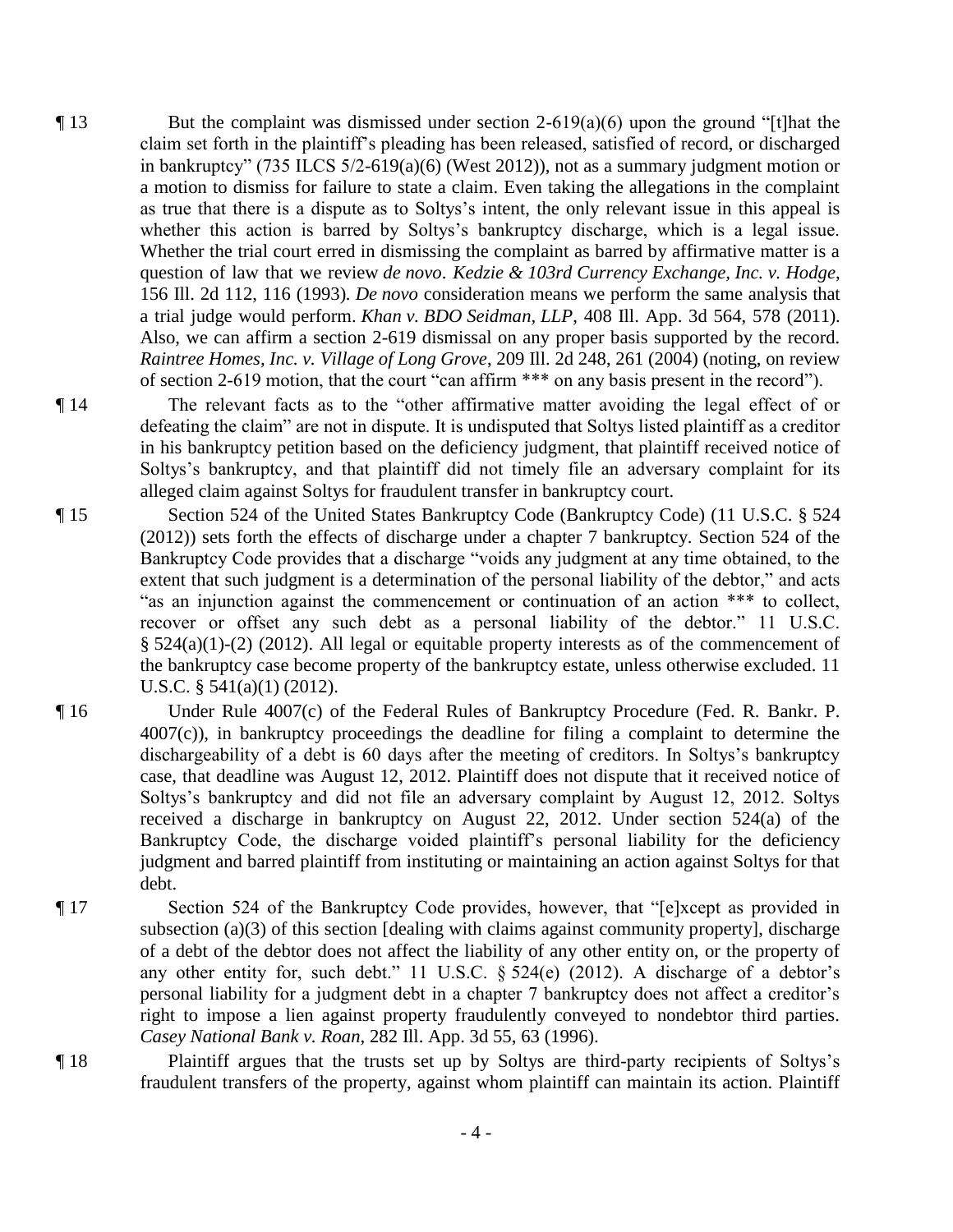¶ 13 But the complaint was dismissed under section 2-619(a)(6) upon the ground "[t]hat the claim set forth in the plaintiff's pleading has been released, satisfied of record, or discharged in bankruptcy" (735 ILCS 5/2-619(a)(6) (West 2012)), not as a summary judgment motion or a motion to dismiss for failure to state a claim. Even taking the allegations in the complaint as true that there is a dispute as to Soltys's intent, the only relevant issue in this appeal is whether this action is barred by Soltys's bankruptcy discharge, which is a legal issue. Whether the trial court erred in dismissing the complaint as barred by affirmative matter is a question of law that we review *de novo*. *Kedzie & 103rd Currency Exchange, Inc. v. Hodge*, 156 Ill. 2d 112, 116 (1993). *De novo* consideration means we perform the same analysis that a trial judge would perform. *Khan v. BDO Seidman, LLP*, 408 Ill. App. 3d 564, 578 (2011). Also, we can affirm a section 2-619 dismissal on any proper basis supported by the record. *Raintree Homes, Inc. v. Village of Long Grove*, 209 Ill. 2d 248, 261 (2004) (noting, on review of section 2-619 motion, that the court "can affirm *** on any basis present in the record").

¶ 14 The relevant facts as to the "other affirmative matter avoiding the legal effect of or defeating the claim" are not in dispute. It is undisputed that Soltys listed plaintiff as a creditor in his bankruptcy petition based on the deficiency judgment, that plaintiff received notice of Soltys's bankruptcy, and that plaintiff did not timely file an adversary complaint for its alleged claim against Soltys for fraudulent transfer in bankruptcy court.

¶ 15 Section 524 of the United States Bankruptcy Code (Bankruptcy Code) (11 U.S.C. § 524 (2012)) sets forth the effects of discharge under a chapter 7 bankruptcy. Section 524 of the Bankruptcy Code provides that a discharge "voids any judgment at any time obtained, to the extent that such judgment is a determination of the personal liability of the debtor," and acts "as an injunction against the commencement or continuation of an action *** to collect, recover or offset any such debt as a personal liability of the debtor." 11 U.S.C. § 524(a)(1)-(2) (2012). All legal or equitable property interests as of the commencement of the bankruptcy case become property of the bankruptcy estate, unless otherwise excluded. 11 U.S.C. § 541(a)(1) (2012).

¶ 16 Under Rule 4007(c) of the Federal Rules of Bankruptcy Procedure (Fed. R. Bankr. P. 4007(c)), in bankruptcy proceedings the deadline for filing a complaint to determine the dischargeability of a debt is 60 days after the meeting of creditors. In Soltys's bankruptcy case, that deadline was August 12, 2012. Plaintiff does not dispute that it received notice of Soltys's bankruptcy and did not file an adversary complaint by August 12, 2012. Soltys received a discharge in bankruptcy on August 22, 2012. Under section 524(a) of the Bankruptcy Code, the discharge voided plaintiff's personal liability for the deficiency judgment and barred plaintiff from instituting or maintaining an action against Soltys for that debt.

¶ 17 Section 524 of the Bankruptcy Code provides, however, that "[e]xcept as provided in subsection (a)(3) of this section [dealing with claims against community property], discharge of a debt of the debtor does not affect the liability of any other entity on, or the property of any other entity for, such debt." 11 U.S.C. § 524(e) (2012). A discharge of a debtor's personal liability for a judgment debt in a chapter 7 bankruptcy does not affect a creditor's right to impose a lien against property fraudulently conveyed to nondebtor third parties. *Casey National Bank v. Roan*, 282 Ill. App. 3d 55, 63 (1996).

¶ 18 Plaintiff argues that the trusts set up by Soltys are third-party recipients of Soltys's fraudulent transfers of the property, against whom plaintiff can maintain its action. Plaintiff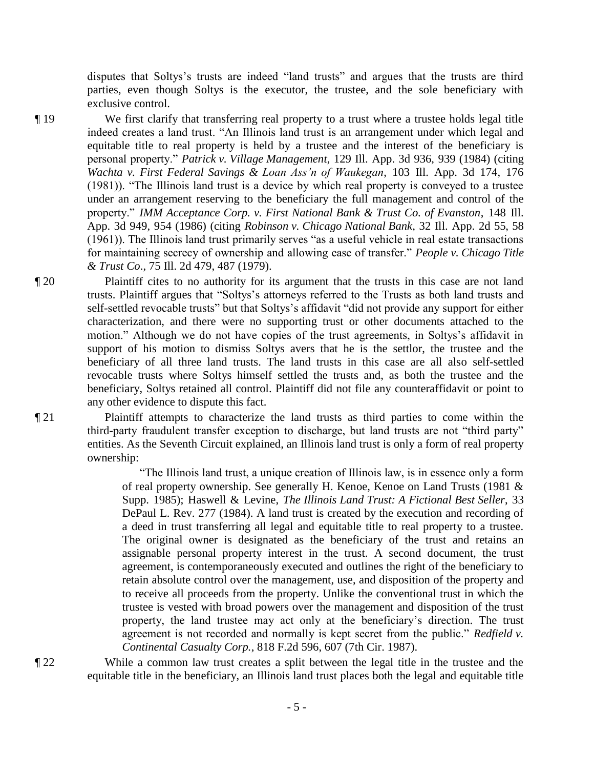disputes that Soltys's trusts are indeed "land trusts" and argues that the trusts are third parties, even though Soltys is the executor, the trustee, and the sole beneficiary with exclusive control.

¶ 19 We first clarify that transferring real property to a trust where a trustee holds legal title indeed creates a land trust. "An Illinois land trust is an arrangement under which legal and equitable title to real property is held by a trustee and the interest of the beneficiary is personal property." *Patrick v. Village Management*, 129 Ill. App. 3d 936, 939 (1984) (citing *Wachta v. First Federal Savings & Loan Ass'n of Waukegan*, 103 Ill. App. 3d 174, 176 (1981)). "The Illinois land trust is a device by which real property is conveyed to a trustee under an arrangement reserving to the beneficiary the full management and control of the property." *IMM Acceptance Corp. v. First National Bank & Trust Co. of Evanston*, 148 Ill. App. 3d 949, 954 (1986) (citing *Robinson v. Chicago National Bank*, 32 Ill. App. 2d 55, 58 (1961)). The Illinois land trust primarily serves "as a useful vehicle in real estate transactions for maintaining secrecy of ownership and allowing ease of transfer." *People v. Chicago Title & Trust Co*., 75 Ill. 2d 479, 487 (1979).

¶ 20 Plaintiff cites to no authority for its argument that the trusts in this case are not land trusts. Plaintiff argues that "Soltys's attorneys referred to the Trusts as both land trusts and self-settled revocable trusts" but that Soltys's affidavit "did not provide any support for either characterization, and there were no supporting trust or other documents attached to the motion." Although we do not have copies of the trust agreements, in Soltys's affidavit in support of his motion to dismiss Soltys avers that he is the settlor, the trustee and the beneficiary of all three land trusts. The land trusts in this case are all also self-settled revocable trusts where Soltys himself settled the trusts and, as both the trustee and the beneficiary, Soltys retained all control. Plaintiff did not file any counteraffidavit or point to any other evidence to dispute this fact.

¶ 21 Plaintiff attempts to characterize the land trusts as third parties to come within the third-party fraudulent transfer exception to discharge, but land trusts are not "third party" entities. As the Seventh Circuit explained, an Illinois land trust is only a form of real property ownership:

> "The Illinois land trust, a unique creation of Illinois law, is in essence only a form of real property ownership. See generally H. Kenoe, Kenoe on Land Trusts (1981 & Supp. 1985); Haswell & Levine, *The Illinois Land Trust: A Fictional Best Seller*, 33 DePaul L. Rev. 277 (1984). A land trust is created by the execution and recording of a deed in trust transferring all legal and equitable title to real property to a trustee. The original owner is designated as the beneficiary of the trust and retains an assignable personal property interest in the trust. A second document, the trust agreement, is contemporaneously executed and outlines the right of the beneficiary to retain absolute control over the management, use, and disposition of the property and to receive all proceeds from the property. Unlike the conventional trust in which the trustee is vested with broad powers over the management and disposition of the trust property, the land trustee may act only at the beneficiary's direction. The trust agreement is not recorded and normally is kept secret from the public." *Redfield v. Continental Casualty Corp.*, 818 F.2d 596, 607 (7th Cir. 1987).

¶ 22 While a common law trust creates a split between the legal title in the trustee and the equitable title in the beneficiary, an Illinois land trust places both the legal and equitable title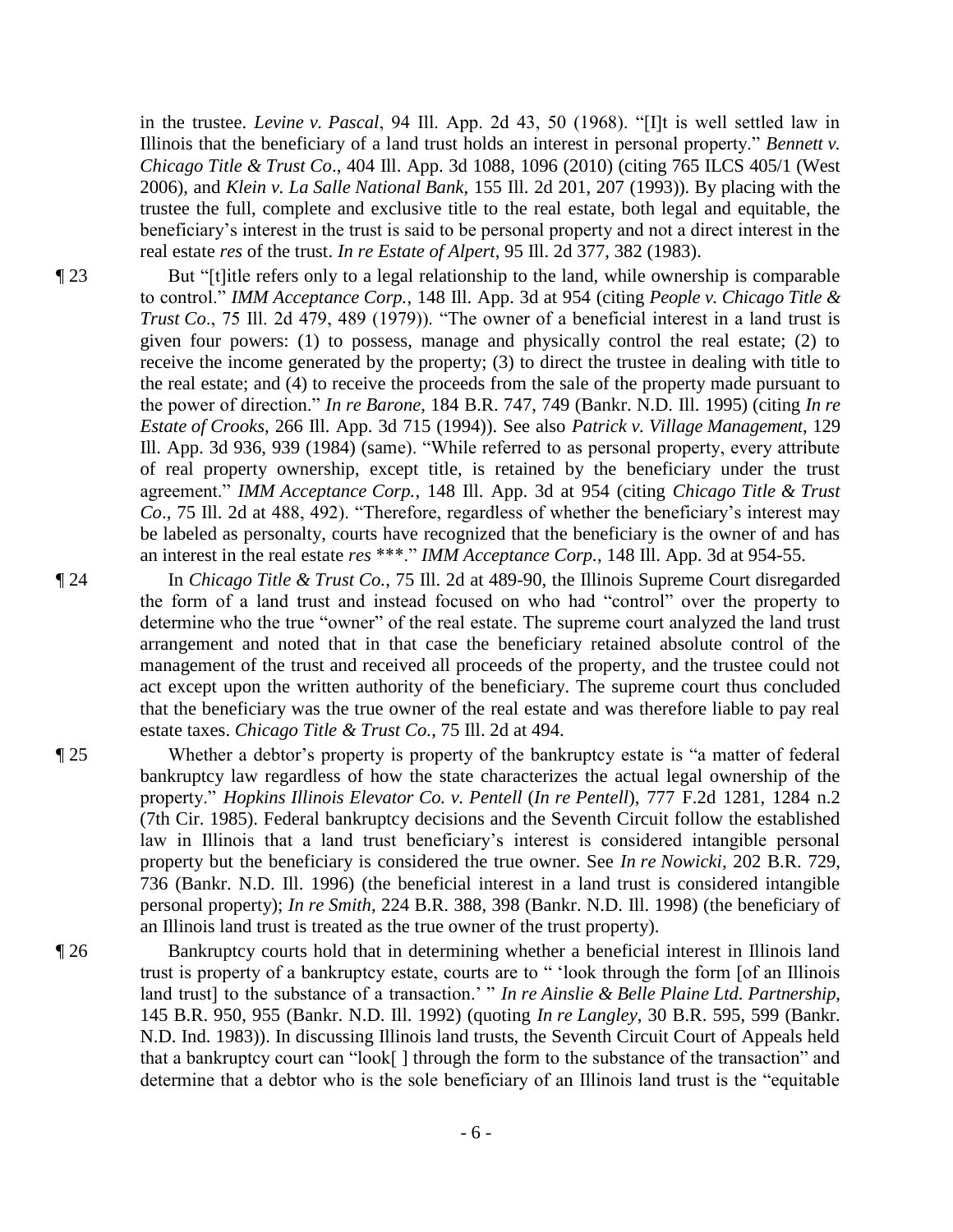in the trustee. *Levine v. Pascal*, 94 Ill. App. 2d 43, 50 (1968). "[I]t is well settled law in Illinois that the beneficiary of a land trust holds an interest in personal property." *Bennett v. Chicago Title & Trust Co*., 404 Ill. App. 3d 1088, 1096 (2010) (citing 765 ILCS 405/1 (West 2006), and *Klein v. La Salle National Bank*, 155 Ill. 2d 201, 207 (1993)). By placing with the trustee the full, complete and exclusive title to the real estate, both legal and equitable, the beneficiary's interest in the trust is said to be personal property and not a direct interest in the real estate *res* of the trust. *In re Estate of Alpert*, 95 Ill. 2d 377, 382 (1983).

¶ 23 But "[t]itle refers only to a legal relationship to the land, while ownership is comparable to control." *IMM Acceptance Corp.*, 148 Ill. App. 3d at 954 (citing *People v. Chicago Title & Trust Co*., 75 Ill. 2d 479, 489 (1979)). "The owner of a beneficial interest in a land trust is given four powers: (1) to possess, manage and physically control the real estate; (2) to receive the income generated by the property; (3) to direct the trustee in dealing with title to the real estate; and (4) to receive the proceeds from the sale of the property made pursuant to the power of direction." *In re Barone*, 184 B.R. 747, 749 (Bankr. N.D. Ill. 1995) (citing *In re Estate of Crooks*, 266 Ill. App. 3d 715 (1994)). See also *Patrick v. Village Management*, 129 Ill. App. 3d 936, 939 (1984) (same). "While referred to as personal property, every attribute of real property ownership, except title, is retained by the beneficiary under the trust agreement." *IMM Acceptance Corp.*, 148 Ill. App. 3d at 954 (citing *Chicago Title & Trust Co*., 75 Ill. 2d at 488, 492). "Therefore, regardless of whether the beneficiary's interest may be labeled as personalty, courts have recognized that the beneficiary is the owner of and has an interest in the real estate *res* \*\*\*." *IMM Acceptance Corp.*, 148 Ill. App. 3d at 954-55.

¶ 24 In *Chicago Title & Trust Co.*, 75 Ill. 2d at 489-90, the Illinois Supreme Court disregarded the form of a land trust and instead focused on who had "control" over the property to determine who the true "owner" of the real estate. The supreme court analyzed the land trust arrangement and noted that in that case the beneficiary retained absolute control of the management of the trust and received all proceeds of the property, and the trustee could not act except upon the written authority of the beneficiary. The supreme court thus concluded that the beneficiary was the true owner of the real estate and was therefore liable to pay real estate taxes. *Chicago Title & Trust Co.*, 75 Ill. 2d at 494.

¶ 25 Whether a debtor's property is property of the bankruptcy estate is "a matter of federal bankruptcy law regardless of how the state characterizes the actual legal ownership of the property." *Hopkins Illinois Elevator Co. v. Pentell* (*In re Pentell*), 777 F.2d 1281, 1284 n.2 (7th Cir. 1985). Federal bankruptcy decisions and the Seventh Circuit follow the established law in Illinois that a land trust beneficiary's interest is considered intangible personal property but the beneficiary is considered the true owner. See *In re Nowicki*, 202 B.R. 729, 736 (Bankr. N.D. Ill. 1996) (the beneficial interest in a land trust is considered intangible personal property); *In re Smith*, 224 B.R. 388, 398 (Bankr. N.D. Ill. 1998) (the beneficiary of an Illinois land trust is treated as the true owner of the trust property).

¶ 26 Bankruptcy courts hold that in determining whether a beneficial interest in Illinois land trust is property of a bankruptcy estate, courts are to " 'look through the form [of an Illinois land trust] to the substance of a transaction.' " *In re Ainslie & Belle Plaine Ltd. Partnership*, 145 B.R. 950, 955 (Bankr. N.D. Ill. 1992) (quoting *In re Langley*, 30 B.R. 595, 599 (Bankr. N.D. Ind. 1983)). In discussing Illinois land trusts, the Seventh Circuit Court of Appeals held that a bankruptcy court can "look[ ] through the form to the substance of the transaction" and determine that a debtor who is the sole beneficiary of an Illinois land trust is the "equitable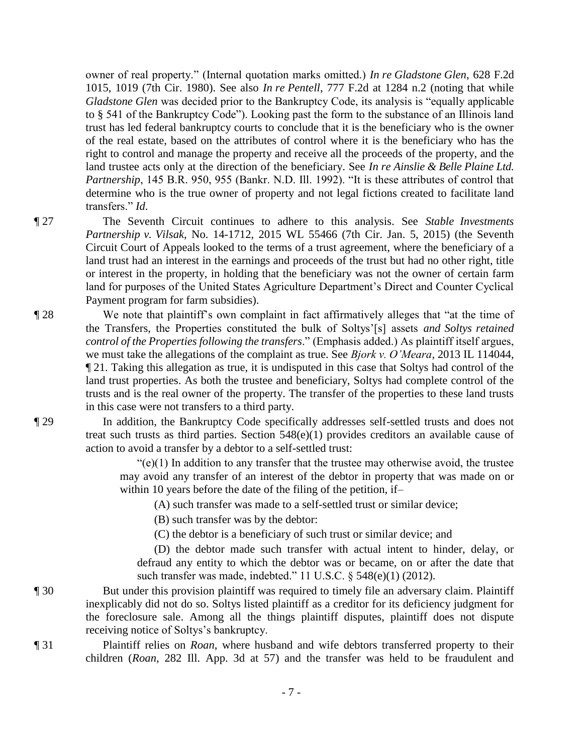owner of real property." (Internal quotation marks omitted.) *In re Gladstone Glen*, 628 F.2d 1015, 1019 (7th Cir. 1980). See also *In re Pentell*, 777 F.2d at 1284 n.2 (noting that while *Gladstone Glen* was decided prior to the Bankruptcy Code, its analysis is "equally applicable to § 541 of the Bankruptcy Code"). Looking past the form to the substance of an Illinois land trust has led federal bankruptcy courts to conclude that it is the beneficiary who is the owner of the real estate, based on the attributes of control where it is the beneficiary who has the right to control and manage the property and receive all the proceeds of the property, and the land trustee acts only at the direction of the beneficiary. See *In re Ainslie & Belle Plaine Ltd. Partnership*, 145 B.R. 950, 955 (Bankr. N.D. Ill. 1992). "It is these attributes of control that determine who is the true owner of property and not legal fictions created to facilitate land transfers." *Id.*

¶ 27 The Seventh Circuit continues to adhere to this analysis. See *Stable Investments Partnership v. Vilsak*, No. 14-1712, 2015 WL 55466 (7th Cir. Jan. 5, 2015) (the Seventh Circuit Court of Appeals looked to the terms of a trust agreement, where the beneficiary of a land trust had an interest in the earnings and proceeds of the trust but had no other right, title or interest in the property, in holding that the beneficiary was not the owner of certain farm land for purposes of the United States Agriculture Department's Direct and Counter Cyclical Payment program for farm subsidies).

¶ 28 We note that plaintiff's own complaint in fact affirmatively alleges that "at the time of the Transfers, the Properties constituted the bulk of Soltys'[s] assets *and Soltys retained control of the Properties following the transfers*." (Emphasis added.) As plaintiff itself argues, we must take the allegations of the complaint as true. See *Bjork v. O'Meara*, 2013 IL 114044, ¶ 21. Taking this allegation as true, it is undisputed in this case that Soltys had control of the land trust properties. As both the trustee and beneficiary, Soltys had complete control of the trusts and is the real owner of the property. The transfer of the properties to these land trusts in this case were not transfers to a third party.

¶ 29 In addition, the Bankruptcy Code specifically addresses self-settled trusts and does not treat such trusts as third parties. Section 548(e)(1) provides creditors an available cause of action to avoid a transfer by a debtor to a self-settled trust:

> "(e)(1) In addition to any transfer that the trustee may otherwise avoid, the trustee may avoid any transfer of an interest of the debtor in property that was made on or within 10 years before the date of the filing of the petition, if–
>
> (A) such transfer was made to a self-settled trust or similar device;
>
> (B) such transfer was by the debtor:
>
> (C) the debtor is a beneficiary of such trust or similar device; and
>
> (D) the debtor made such transfer with actual intent to hinder, delay, or defraud any entity to which the debtor was or became, on or after the date that such transfer was made, indebted." 11 U.S.C. § 548(e)(1) (2012).

¶ 30 But under this provision plaintiff was required to timely file an adversary claim. Plaintiff inexplicably did not do so. Soltys listed plaintiff as a creditor for its deficiency judgment for the foreclosure sale. Among all the things plaintiff disputes, plaintiff does not dispute receiving notice of Soltys's bankruptcy.

¶ 31 Plaintiff relies on *Roan*, where husband and wife debtors transferred property to their children (*Roan*, 282 Ill. App. 3d at 57) and the transfer was held to be fraudulent and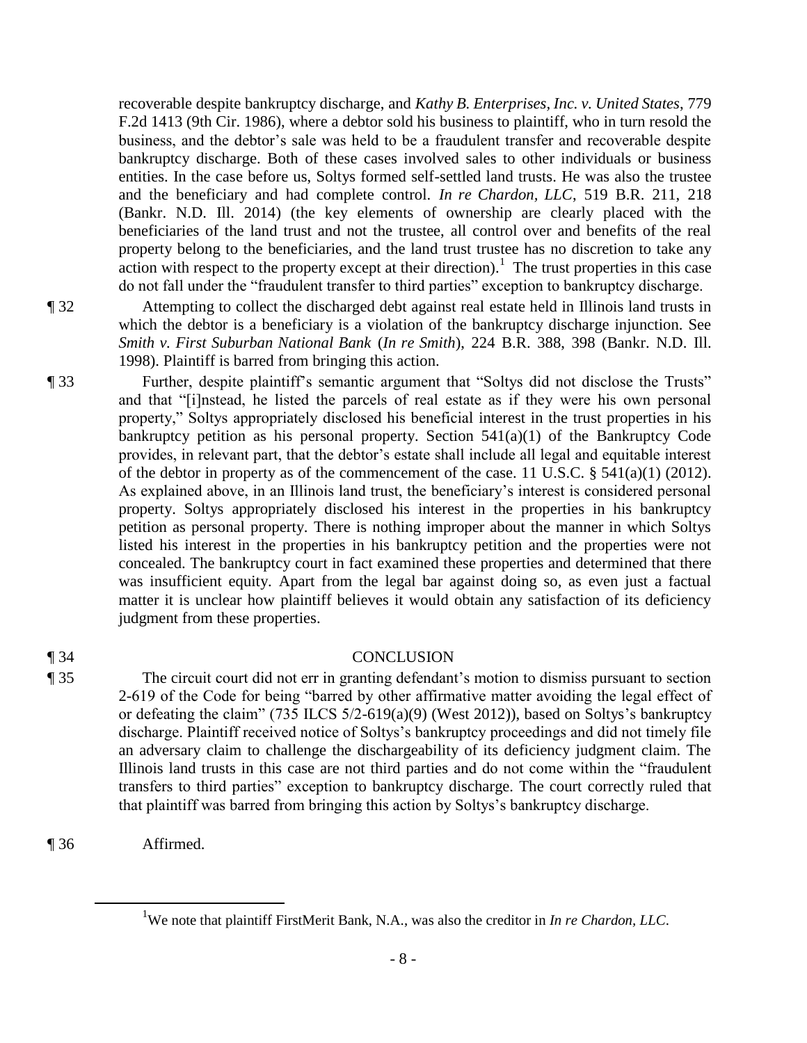recoverable despite bankruptcy discharge, and *Kathy B. Enterprises, Inc. v. United States*, 779 F.2d 1413 (9th Cir. 1986), where a debtor sold his business to plaintiff, who in turn resold the business, and the debtor's sale was held to be a fraudulent transfer and recoverable despite bankruptcy discharge. Both of these cases involved sales to other individuals or business entities. In the case before us, Soltys formed self-settled land trusts. He was also the trustee and the beneficiary and had complete control. *In re Chardon, LLC*, 519 B.R. 211, 218 (Bankr. N.D. Ill. 2014) (the key elements of ownership are clearly placed with the beneficiaries of the land trust and not the trustee, all control over and benefits of the real property belong to the beneficiaries, and the land trust trustee has no discretion to take any action with respect to the property except at their direction).[1] The trust properties in this case do not fall under the "fraudulent transfer to third parties" exception to bankruptcy discharge.

¶ 32 Attempting to collect the discharged debt against real estate held in Illinois land trusts in which the debtor is a beneficiary is a violation of the bankruptcy discharge injunction. See *Smith v. First Suburban National Bank* (*In re Smith*), 224 B.R. 388, 398 (Bankr. N.D. Ill. 1998). Plaintiff is barred from bringing this action.

¶ 33 Further, despite plaintiff's semantic argument that "Soltys did not disclose the Trusts" and that "[i]nstead, he listed the parcels of real estate as if they were his own personal property," Soltys appropriately disclosed his beneficial interest in the trust properties in his bankruptcy petition as his personal property. Section 541(a)(1) of the Bankruptcy Code provides, in relevant part, that the debtor's estate shall include all legal and equitable interest of the debtor in property as of the commencement of the case. 11 U.S.C. § 541(a)(1) (2012). As explained above, in an Illinois land trust, the beneficiary's interest is considered personal property. Soltys appropriately disclosed his interest in the properties in his bankruptcy petition as personal property. There is nothing improper about the manner in which Soltys listed his interest in the properties in his bankruptcy petition and the properties were not concealed. The bankruptcy court in fact examined these properties and determined that there was insufficient equity. Apart from the legal bar against doing so, as even just a factual matter it is unclear how plaintiff believes it would obtain any satisfaction of its deficiency judgment from these properties.

¶ 34 CONCLUSION

¶ 35 The circuit court did not err in granting defendant's motion to dismiss pursuant to section 2-619 of the Code for being "barred by other affirmative matter avoiding the legal effect of or defeating the claim" (735 ILCS 5/2-619(a)(9) (West 2012)), based on Soltys's bankruptcy discharge. Plaintiff received notice of Soltys's bankruptcy proceedings and did not timely file an adversary claim to challenge the dischargeability of its deficiency judgment claim. The Illinois land trusts in this case are not third parties and do not come within the "fraudulent transfers to third parties" exception to bankruptcy discharge. The court correctly ruled that that plaintiff was barred from bringing this action by Soltys's bankruptcy discharge.

¶ 36 Affirmed.

---

[1] We note that plaintiff FirstMerit Bank, N.A., was also the creditor in *In re Chardon, LLC*.